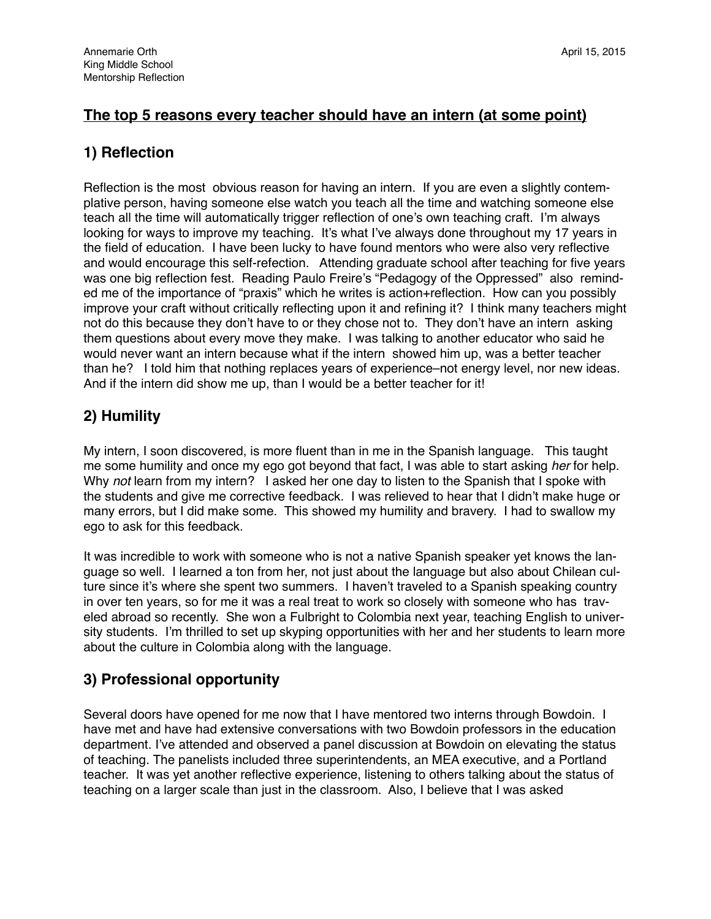Annemarie Orth
King Middle School
Mentorship Reflection

April 15, 2015

## <u>The top 5 reasons every teacher should have an intern (at some point)</u>

## 1) Reflection

Reflection is the most obvious reason for having an intern. If you are even a slightly contemplative person, having someone else watch you teach all the time and watching someone else teach all the time will automatically trigger reflection of one's own teaching craft. I'm always looking for ways to improve my teaching. It's what I've always done throughout my 17 years in the field of education. I have been lucky to have found mentors who were also very reflective and would encourage this self-refection. Attending graduate school after teaching for five years was one big reflection fest. Reading Paulo Freire's "Pedagogy of the Oppressed" also reminded me of the importance of "praxis" which he writes is action+reflection. How can you possibly improve your craft without critically reflecting upon it and refining it? I think many teachers might not do this because they don't have to or they chose not to. They don't have an intern asking them questions about every move they make. I was talking to another educator who said he would never want an intern because what if the intern showed him up, was a better teacher than he? I told him that nothing replaces years of experience–not energy level, nor new ideas. And if the intern did show me up, than I would be a better teacher for it!

## 2) Humility

My intern, I soon discovered, is more fluent than in me in the Spanish language. This taught me some humility and once my ego got beyond that fact, I was able to start asking *her* for help. Why *not* learn from my intern? I asked her one day to listen to the Spanish that I spoke with the students and give me corrective feedback. I was relieved to hear that I didn't make huge or many errors, but I did make some. This showed my humility and bravery. I had to swallow my ego to ask for this feedback.

It was incredible to work with someone who is not a native Spanish speaker yet knows the language so well. I learned a ton from her, not just about the language but also about Chilean culture since it's where she spent two summers. I haven't traveled to a Spanish speaking country in over ten years, so for me it was a real treat to work so closely with someone who has traveled abroad so recently. She won a Fulbright to Colombia next year, teaching English to university students. I'm thrilled to set up skyping opportunities with her and her students to learn more about the culture in Colombia along with the language.

## 3) Professional opportunity

Several doors have opened for me now that I have mentored two interns through Bowdoin. I have met and have had extensive conversations with two Bowdoin professors in the education department. I've attended and observed a panel discussion at Bowdoin on elevating the status of teaching. The panelists included three superintendents, an MEA executive, and a Portland teacher. It was yet another reflective experience, listening to others talking about the status of teaching on a larger scale than just in the classroom. Also, I believe that I was asked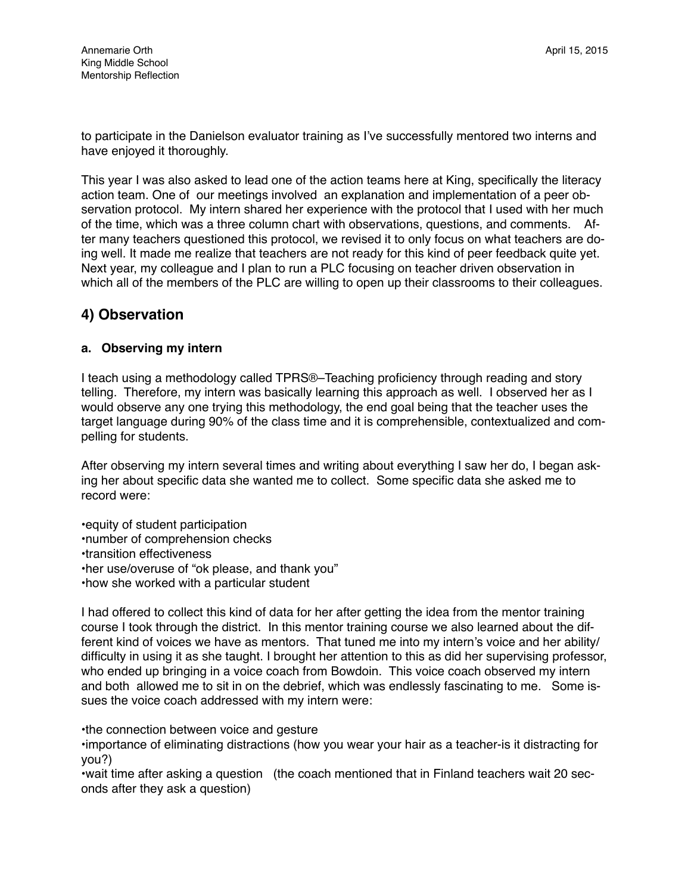to participate in the Danielson evaluator training as I've successfully mentored two interns and have enjoyed it thoroughly.

This year I was also asked to lead one of the action teams here at King, specifically the literacy action team. One of our meetings involved an explanation and implementation of a peer observation protocol. My intern shared her experience with the protocol that I used with her much of the time, which was a three column chart with observations, questions, and comments. After many teachers questioned this protocol, we revised it to only focus on what teachers are doing well. It made me realize that teachers are not ready for this kind of peer feedback quite yet. Next year, my colleague and I plan to run a PLC focusing on teacher driven observation in which all of the members of the PLC are willing to open up their classrooms to their colleagues.

## 4) Observation

### a. Observing my intern

I teach using a methodology called TPRS®–Teaching proficiency through reading and story telling. Therefore, my intern was basically learning this approach as well. I observed her as I would observe any one trying this methodology, the end goal being that the teacher uses the target language during 90% of the class time and it is comprehensible, contextualized and compelling for students.

After observing my intern several times and writing about everything I saw her do, I began asking her about specific data she wanted me to collect. Some specific data she asked me to record were:

•equity of student participation
•number of comprehension checks
•transition effectiveness
•her use/overuse of "ok please, and thank you"
•how she worked with a particular student

I had offered to collect this kind of data for her after getting the idea from the mentor training course I took through the district. In this mentor training course we also learned about the different kind of voices we have as mentors. That tuned me into my intern's voice and her ability/difficulty in using it as she taught. I brought her attention to this as did her supervising professor, who ended up bringing in a voice coach from Bowdoin. This voice coach observed my intern and both allowed me to sit in on the debrief, which was endlessly fascinating to me. Some issues the voice coach addressed with my intern were:

•the connection between voice and gesture
•importance of eliminating distractions (how you wear your hair as a teacher-is it distracting for you?)
•wait time after asking a question (the coach mentioned that in Finland teachers wait 20 seconds after they ask a question)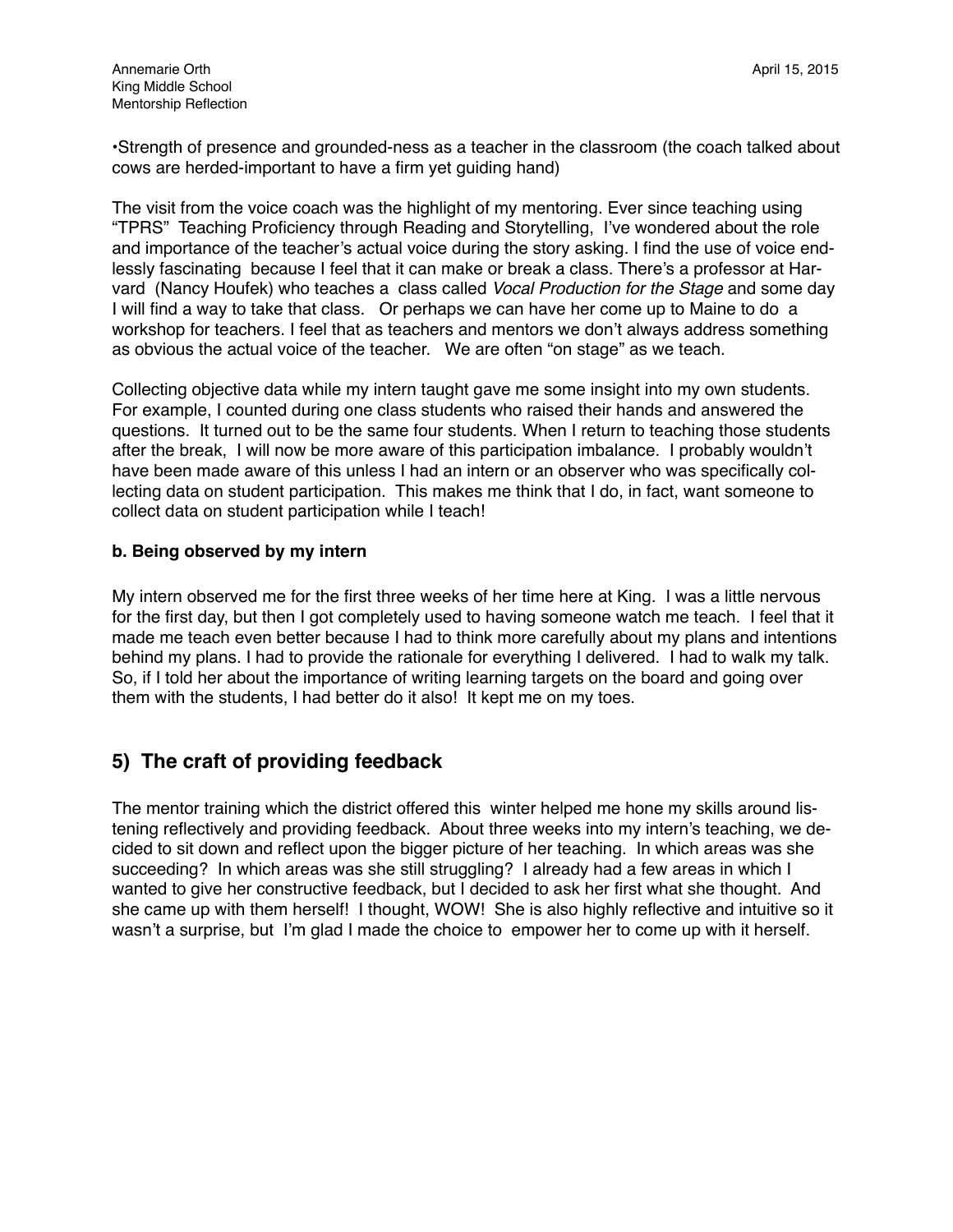•Strength of presence and grounded-ness as a teacher in the classroom (the coach talked about cows are herded-important to have a firm yet guiding hand)

The visit from the voice coach was the highlight of my mentoring. Ever since teaching using "TPRS" Teaching Proficiency through Reading and Storytelling, I've wondered about the role and importance of the teacher's actual voice during the story asking. I find the use of voice endlessly fascinating because I feel that it can make or break a class. There's a professor at Harvard (Nancy Houfek) who teaches a class called *Vocal Production for the Stage* and some day I will find a way to take that class. Or perhaps we can have her come up to Maine to do a workshop for teachers. I feel that as teachers and mentors we don't always address something as obvious the actual voice of the teacher. We are often "on stage" as we teach.

Collecting objective data while my intern taught gave me some insight into my own students. For example, I counted during one class students who raised their hands and answered the questions. It turned out to be the same four students. When I return to teaching those students after the break, I will now be more aware of this participation imbalance. I probably wouldn't have been made aware of this unless I had an intern or an observer who was specifically collecting data on student participation. This makes me think that I do, in fact, want someone to collect data on student participation while I teach!

**b. Being observed by my intern**

My intern observed me for the first three weeks of her time here at King. I was a little nervous for the first day, but then I got completely used to having someone watch me teach. I feel that it made me teach even better because I had to think more carefully about my plans and intentions behind my plans. I had to provide the rationale for everything I delivered. I had to walk my talk. So, if I told her about the importance of writing learning targets on the board and going over them with the students, I had better do it also! It kept me on my toes.

## 5) The craft of providing feedback

The mentor training which the district offered this winter helped me hone my skills around listening reflectively and providing feedback. About three weeks into my intern's teaching, we decided to sit down and reflect upon the bigger picture of her teaching. In which areas was she succeeding? In which areas was she still struggling? I already had a few areas in which I wanted to give her constructive feedback, but I decided to ask her first what she thought. And she came up with them herself! I thought, WOW! She is also highly reflective and intuitive so it wasn't a surprise, but I'm glad I made the choice to empower her to come up with it herself.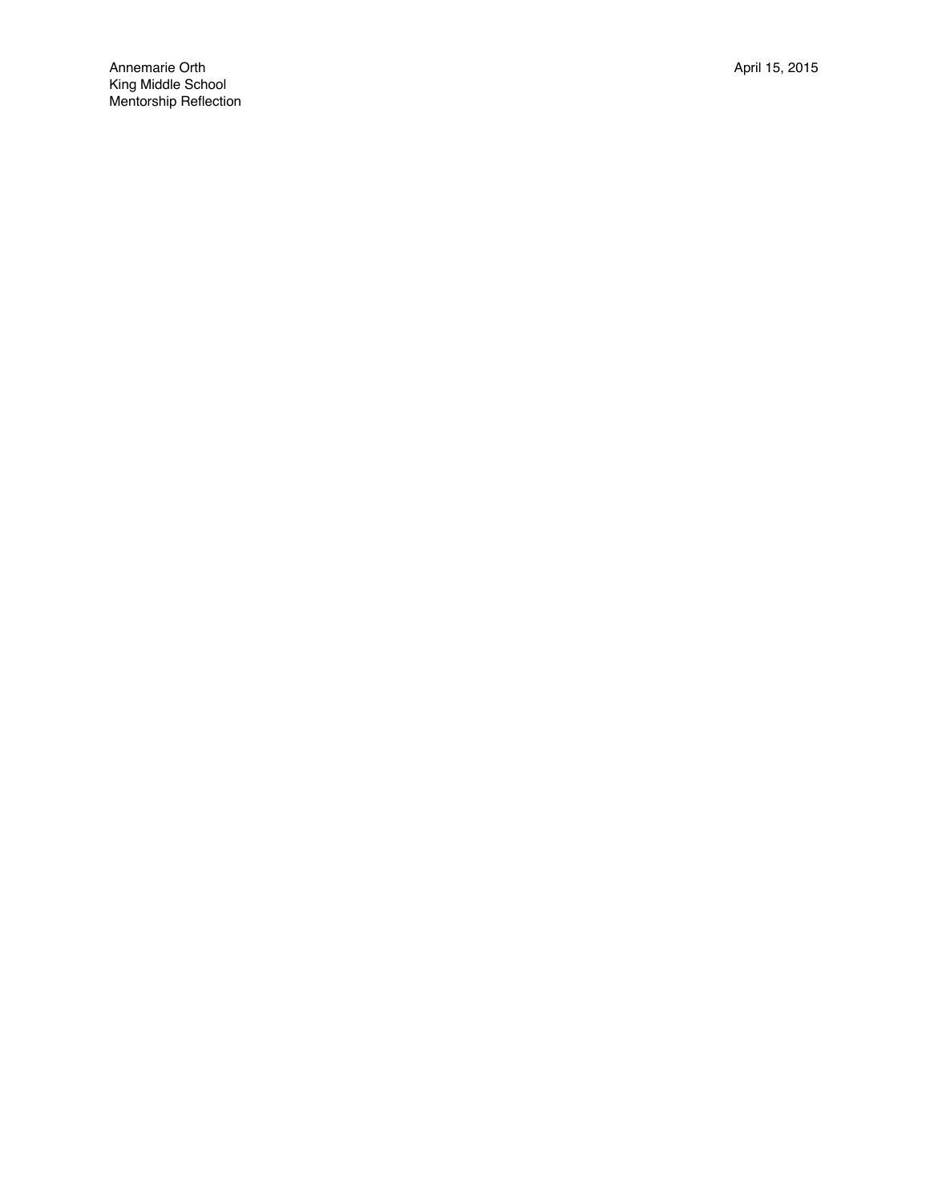Annemarie Orth
King Middle School
Mentorship Reflection

April 15, 2015